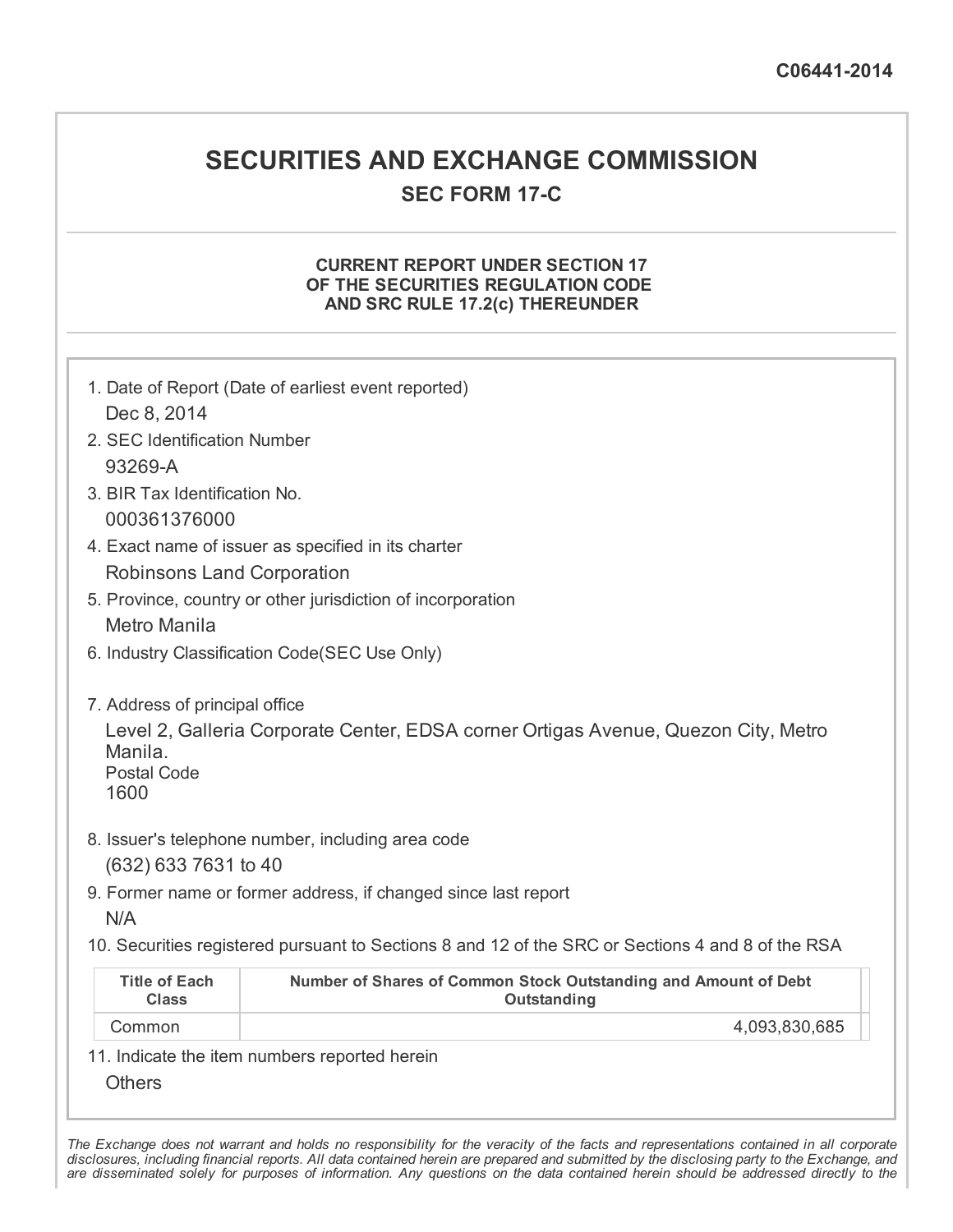C06441-2014

# SECURITIES AND EXCHANGE COMMISSION

## SEC FORM 17-C

### CURRENT REPORT UNDER SECTION 17 OF THE SECURITIES REGULATION CODE AND SRC RULE 17.2(c) THEREUNDER

1. Date of Report (Date of earliest event reported)
   Dec 8, 2014
2. SEC Identification Number
   93269-A
3. BIR Tax Identification No.
   000361376000
4. Exact name of issuer as specified in its charter
   Robinsons Land Corporation
5. Province, country or other jurisdiction of incorporation
   Metro Manila
6. Industry Classification Code(SEC Use Only)

7. Address of principal office
   Level 2, Galleria Corporate Center, EDSA corner Ortigas Avenue, Quezon City, Metro Manila.
   Postal Code
   1600
8. Issuer's telephone number, including area code
   (632) 633 7631 to 40
9. Former name or former address, if changed since last report
   N/A
10. Securities registered pursuant to Sections 8 and 12 of the SRC or Sections 4 and 8 of the RSA

| Title of Each Class | Number of Shares of Common Stock Outstanding and Amount of Debt Outstanding |
|---|---|
| Common | 4,093,830,685 |

11. Indicate the item numbers reported herein
    Others

*The Exchange does not warrant and holds no responsibility for the veracity of the facts and representations contained in all corporate disclosures, including financial reports. All data contained herein are prepared and submitted by the disclosing party to the Exchange, and are disseminated solely for purposes of information. Any questions on the data contained herein should be addressed directly to the*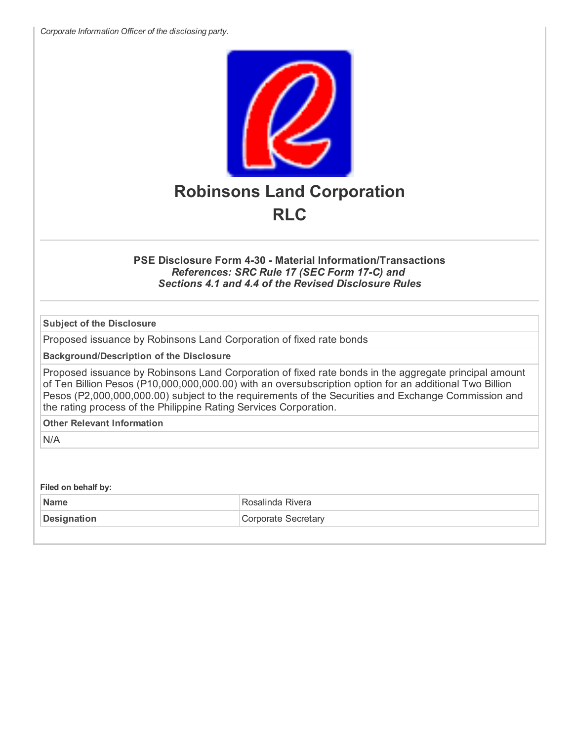*Corporate Information Officer of the disclosing party.*

# Robinsons Land Corporation

## RLC

### PSE Disclosure Form 4-30 - Material Information/Transactions

***References: SRC Rule 17 (SEC Form 17-C) and***
***Sections 4.1 and 4.4 of the Revised Disclosure Rules***

| |
|---|
| **Subject of the Disclosure** |
| Proposed issuance by Robinsons Land Corporation of fixed rate bonds |
| **Background/Description of the Disclosure** |
| Proposed issuance by Robinsons Land Corporation of fixed rate bonds in the aggregate principal amount of Ten Billion Pesos (P10,000,000,000.00) with an oversubscription option for an additional Two Billion Pesos (P2,000,000,000.00) subject to the requirements of the Securities and Exchange Commission and the rating process of the Philippine Rating Services Corporation. |
| **Other Relevant Information** |
| N/A |

**Filed on behalf by:**

| | |
|---|---|
| **Name** | Rosalinda Rivera |
| **Designation** | Corporate Secretary |